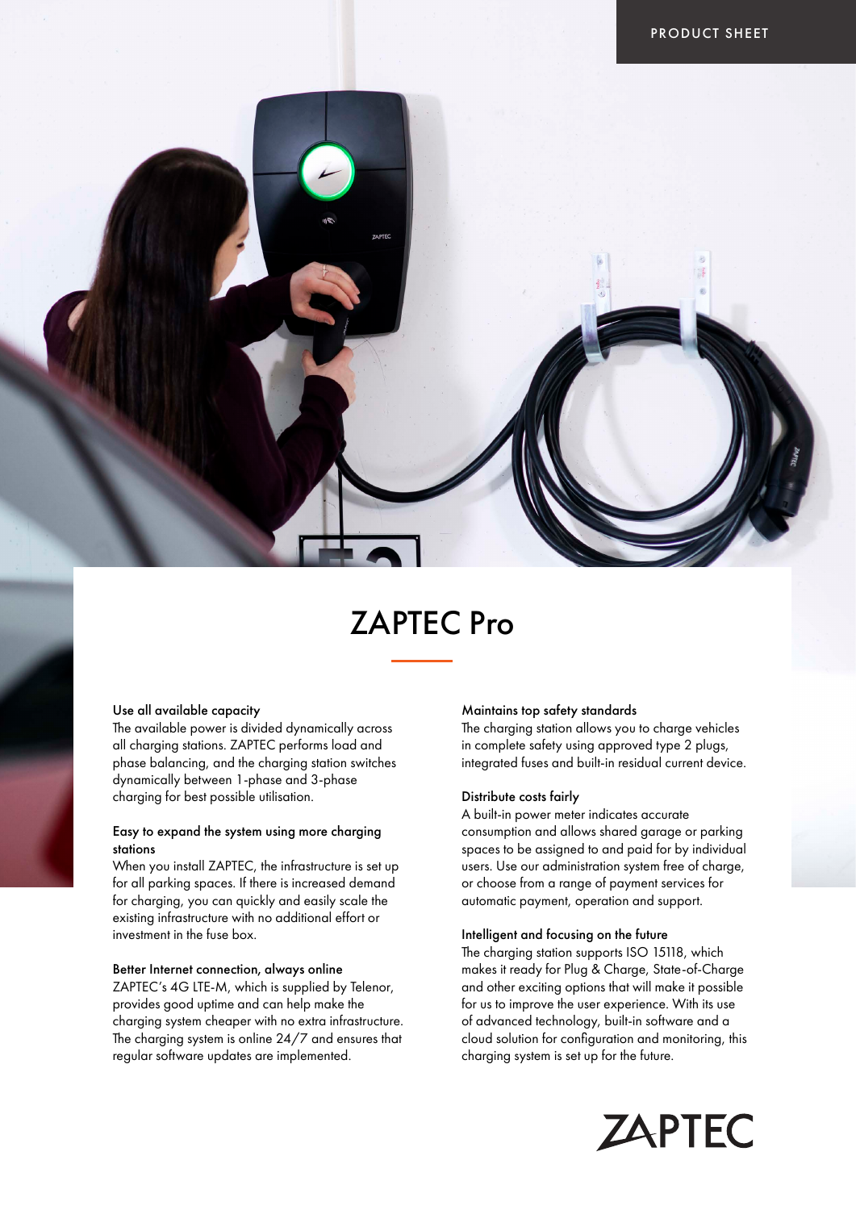# ZAPTEC Pro

### Use all available capacity

The available power is divided dynamically across all charging stations. ZAPTEC performs load and phase balancing, and the charging station switches dynamically between 1-phase and 3-phase charging for best possible utilisation.

### Easy to expand the system using more charging stations

When you install ZAPTEC, the infrastructure is set up for all parking spaces. If there is increased demand for charging, you can quickly and easily scale the existing infrastructure with no additional effort or investment in the fuse box.

### Better Internet connection, always online

ZAPTEC's 4G LTE-M, which is supplied by Telenor, provides good uptime and can help make the charging system cheaper with no extra infrastructure. The charging system is online 24/7 and ensures that regular software updates are implemented.

### Maintains top safety standards

The charging station allows you to charge vehicles in complete safety using approved type 2 plugs, integrated fuses and built-in residual current device.

### Distribute costs fairly

A built-in power meter indicates accurate consumption and allows shared garage or parking spaces to be assigned to and paid for by individual users. Use our administration system free of charge, or choose from a range of payment services for automatic payment, operation and support.

### Intelligent and focusing on the future

The charging station supports ISO 15118, which makes it ready for Plug & Charge, State-of-Charge and other exciting options that will make it possible for us to improve the user experience. With its use of advanced technology, built-in software and a cloud solution for configuration and monitoring, this charging system is set up for the future.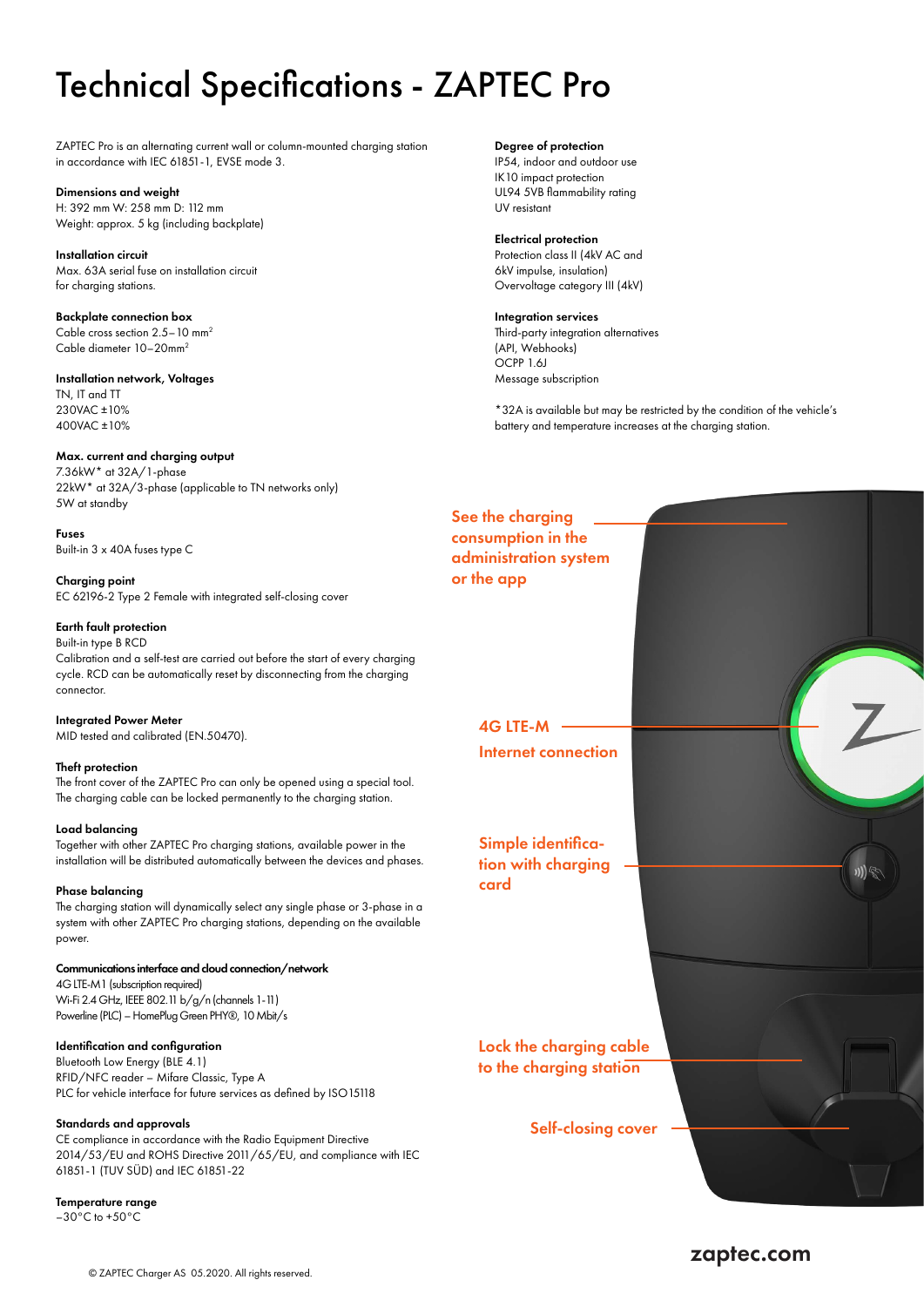# Technical Specifications - ZAPTEC Pro

ZAPTEC Pro is an alternating current wall or column-mounted charging station in accordance with IEC 61851-1, EVSE mode 3.

**Dimensions and weight**
H: 392 mm W: 258 mm D: 112 mm
Weight: approx. 5 kg (including backplate)

**Installation circuit**
Max. 63A serial fuse on installation circuit for charging stations.

**Backplate connection box**
Cable cross section 2.5–10 mm$^2$
Cable diameter 10–20mm$^2$

**Installation network, Voltages**
TN, IT and TT
230VAC ±10%
400VAC ±10%

**Max. current and charging output**
7.36kW* at 32A/1-phase
22kW* at 32A/3-phase (applicable to TN networks only)
5W at standby

**Fuses**
Built-in 3 x 40A fuses type C

**Charging point**
EC 62196-2 Type 2 Female with integrated self-closing cover

**Earth fault protection**
Built-in type B RCD
Calibration and a self-test are carried out before the start of every charging cycle. RCD can be automatically reset by disconnecting from the charging connector.

**Integrated Power Meter**
MID tested and calibrated (EN.50470).

**Theft protection**
The front cover of the ZAPTEC Pro can only be opened using a special tool. The charging cable can be locked permanently to the charging station.

**Load balancing**
Together with other ZAPTEC Pro charging stations, available power in the installation will be distributed automatically between the devices and phases.

**Phase balancing**
The charging station will dynamically select any single phase or 3-phase in a system with other ZAPTEC Pro charging stations, depending on the available power.

**Communications interface and cloud connection/network**
4G LTE-M1 (subscription required)
Wi-Fi 2.4 GHz, IEEE 802.11 b/g/n (channels 1-11)
Powerline (PLC) – HomePlug Green PHY®, 10 Mbit/s

**Identification and configuration**
Bluetooth Low Energy (BLE 4.1)
RFID/NFC reader – Mifare Classic, Type A
PLC for vehicle interface for future services as defined by ISO15118

**Standards and approvals**
CE compliance in accordance with the Radio Equipment Directive 2014/53/EU and ROHS Directive 2011/65/EU, and compliance with IEC 61851-1 (TUV SÜD) and IEC 61851-22

**Temperature range**
–30°C to +50°C

**Degree of protection**
IP54, indoor and outdoor use
IK10 impact protection
UL94 5VB flammability rating
UV resistant

**Electrical protection**
Protection class II (4kV AC and 6kV impulse, insulation)
Overvoltage category III (4kV)

**Integration services**
Third-party integration alternatives (API, Webhooks)
OCPP 1.6J
Message subscription

*32A is available but may be restricted by the condition of the vehicle's battery and temperature increases at the charging station.

See the charging consumption in the administration system or the app

4G LTE-M Internet connection

Simple identification with charging card

Lock the charging cable to the charging station

Self-closing cover

zaptec.com

© ZAPTEC Charger AS 05.2020. All rights reserved.